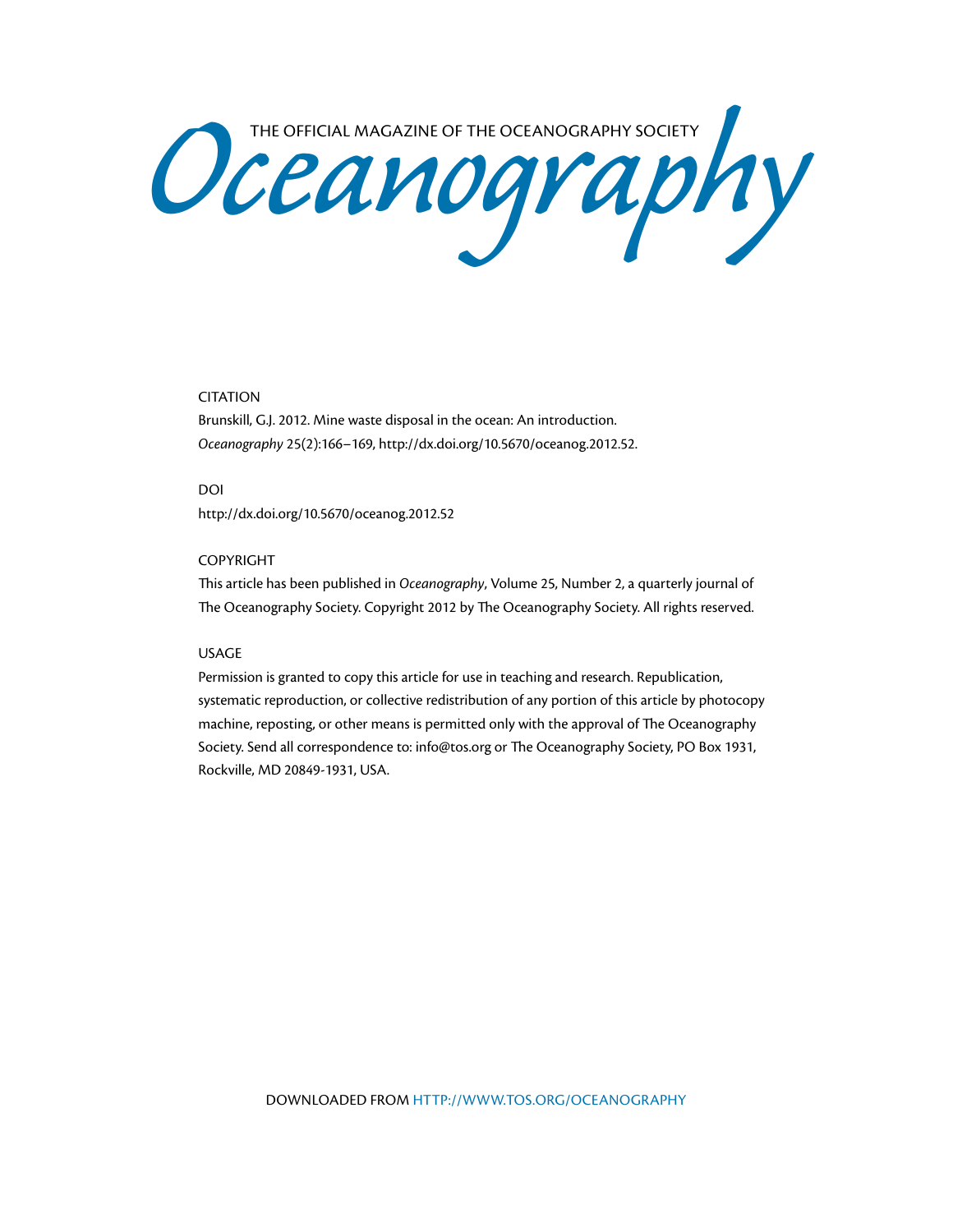THE OFFICIAL MAGAZINE OF THE OCEANOGRAPHY SOCIETY

# Oceanography

CITATION

Brunskill, G.J. 2012. Mine waste disposal in the ocean: An introduction. *Oceanography* 25(2):166–169, http://dx.doi.org/10.5670/oceanog.2012.52.

DOI

http://dx.doi.org/10.5670/oceanog.2012.52

COPYRIGHT

This article has been published in *Oceanography*, Volume 25, Number 2, a quarterly journal of The Oceanography Society. Copyright 2012 by The Oceanography Society. All rights reserved.

USAGE

Permission is granted to copy this article for use in teaching and research. Republication, systematic reproduction, or collective redistribution of any portion of this article by photocopy machine, reposting, or other means is permitted only with the approval of The Oceanography Society. Send all correspondence to: info@tos.org or The Oceanography Society, PO Box 1931, Rockville, MD 20849-1931, USA.

DOWNLOADED FROM HTTP://WWW.TOS.ORG/OCEANOGRAPHY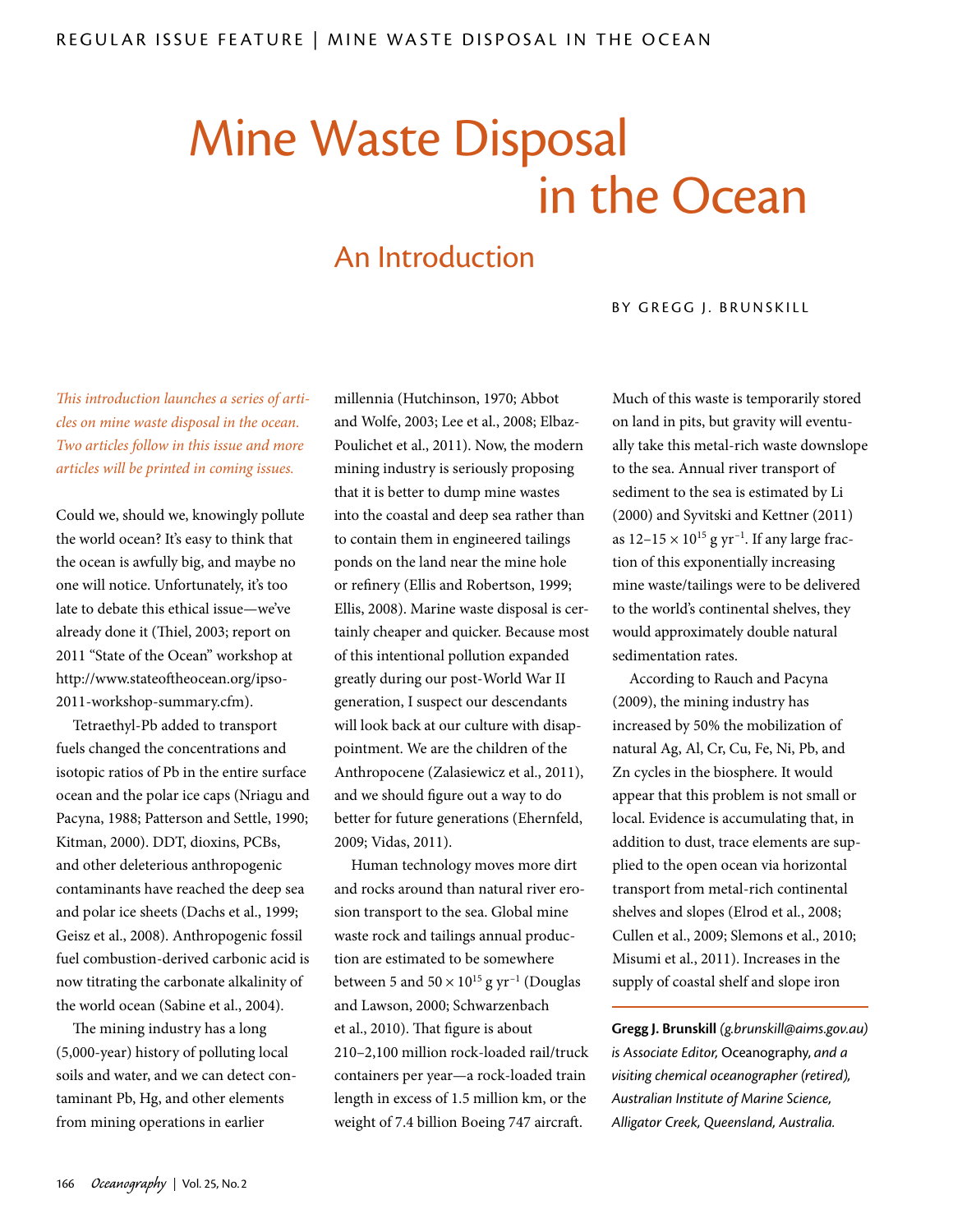# Mine Waste Disposal in the Ocean

## An Introduction

BY GREGG J. BRUNSKILL

*This introduction launches a series of articles on mine waste disposal in the ocean. Two articles follow in this issue and more articles will be printed in coming issues.*

Could we, should we, knowingly pollute the world ocean? It's easy to think that the ocean is awfully big, and maybe no one will notice. Unfortunately, it's too late to debate this ethical issue—we've already done it (Thiel, 2003; report on 2011 "State of the Ocean" workshop at http://www.stateoftheocean.org/ipso-2011-workshop-summary.cfm).

Tetraethyl-Pb added to transport fuels changed the concentrations and isotopic ratios of Pb in the entire surface ocean and the polar ice caps (Nriagu and Pacyna, 1988; Patterson and Settle, 1990; Kitman, 2000). DDT, dioxins, PCBs, and other deleterious anthropogenic contaminants have reached the deep sea and polar ice sheets (Dachs et al., 1999; Geisz et al., 2008). Anthropogenic fossil fuel combustion-derived carbonic acid is now titrating the carbonate alkalinity of the world ocean (Sabine et al., 2004).

The mining industry has a long (5,000-year) history of polluting local soils and water, and we can detect contaminant Pb, Hg, and other elements from mining operations in earlier millennia (Hutchinson, 1970; Abbot and Wolfe, 2003; Lee et al., 2008; Elbaz-Poulichet et al., 2011). Now, the modern mining industry is seriously proposing that it is better to dump mine wastes into the coastal and deep sea rather than to contain them in engineered tailings ponds on the land near the mine hole or refinery (Ellis and Robertson, 1999; Ellis, 2008). Marine waste disposal is certainly cheaper and quicker. Because most of this intentional pollution expanded greatly during our post-World War II generation, I suspect our descendants will look back at our culture with disappointment. We are the children of the Anthropocene (Zalasiewicz et al., 2011), and we should figure out a way to do better for future generations (Ehernfeld, 2009; Vidas, 2011).

Human technology moves more dirt and rocks around than natural river erosion transport to the sea. Global mine waste rock and tailings annual production are estimated to be somewhere between 5 and $50 \times 10^{15}$ g yr$^{-1}$ (Douglas and Lawson, 2000; Schwarzenbach et al., 2010). That figure is about 210–2,100 million rock-loaded rail/truck containers per year—a rock-loaded train length in excess of 1.5 million km, or the weight of 7.4 billion Boeing 747 aircraft. Much of this waste is temporarily stored on land in pits, but gravity will eventually take this metal-rich waste downslope to the sea. Annual river transport of sediment to the sea is estimated by Li (2000) and Syvitski and Kettner (2011) as $12–15 \times 10^{15}$ g yr$^{-1}$. If any large fraction of this exponentially increasing mine waste/tailings were to be delivered to the world's continental shelves, they would approximately double natural sedimentation rates.

According to Rauch and Pacyna (2009), the mining industry has increased by 50% the mobilization of natural Ag, Al, Cr, Cu, Fe, Ni, Pb, and Zn cycles in the biosphere. It would appear that this problem is not small or local. Evidence is accumulating that, in addition to dust, trace elements are supplied to the open ocean via horizontal transport from metal-rich continental shelves and slopes (Elrod et al., 2008; Cullen et al., 2009; Slemons et al., 2010; Misumi et al., 2011). Increases in the supply of coastal shelf and slope iron

---

**Gregg J. Brunskill** *(g.brunskill@aims.gov.au) is Associate Editor,* Oceanography, *and a visiting chemical oceanographer (retired), Australian Institute of Marine Science, Alligator Creek, Queensland, Australia.*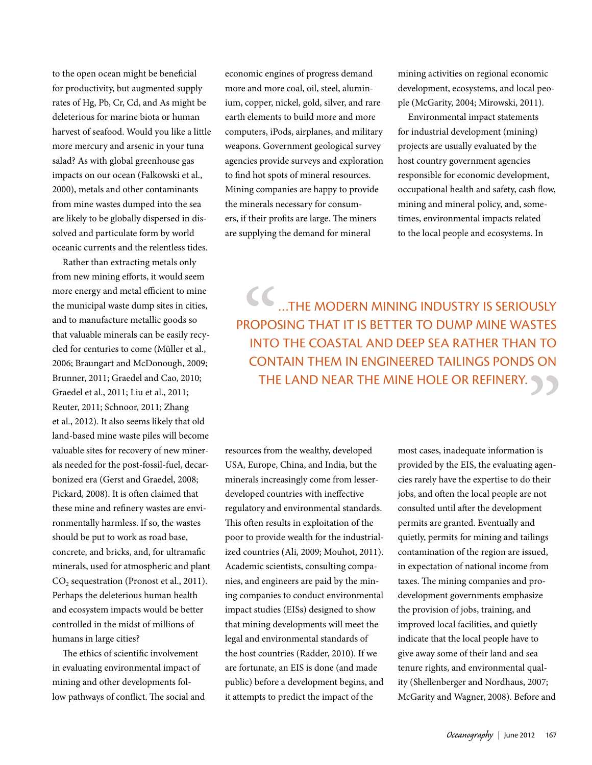to the open ocean might be beneficial for productivity, but augmented supply rates of Hg, Pb, Cr, Cd, and As might be deleterious for marine biota or human harvest of seafood. Would you like a little more mercury and arsenic in your tuna salad? As with global greenhouse gas impacts on our ocean (Falkowski et al., 2000), metals and other contaminants from mine wastes dumped into the sea are likely to be globally dispersed in dissolved and particulate form by world oceanic currents and the relentless tides.

Rather than extracting metals only from new mining efforts, it would seem more energy and metal efficient to mine the municipal waste dump sites in cities, and to manufacture metallic goods so that valuable minerals can be easily recycled for centuries to come (Müller et al., 2006; Braungart and McDonough, 2009; Brunner, 2011; Graedel and Cao, 2010; Graedel et al., 2011; Liu et al., 2011; Reuter, 2011; Schnoor, 2011; Zhang et al., 2012). It also seems likely that old land-based mine waste piles will become valuable sites for recovery of new minerals needed for the post-fossil-fuel, decarbonized era (Gerst and Graedel, 2008; Pickard, 2008). It is often claimed that these mine and refinery wastes are environmentally harmless. If so, the wastes should be put to work as road base, concrete, and bricks, and, for ultramafic minerals, used for atmospheric and plant $CO_2$ sequestration (Pronost et al., 2011). Perhaps the deleterious human health and ecosystem impacts would be better controlled in the midst of millions of humans in large cities?

The ethics of scientific involvement in evaluating environmental impact of mining and other developments follow pathways of conflict. The social and economic engines of progress demand more and more coal, oil, steel, aluminium, copper, nickel, gold, silver, and rare earth elements to build more and more computers, iPods, airplanes, and military weapons. Government geological survey agencies provide surveys and exploration to find hot spots of mineral resources. Mining companies are happy to provide the minerals necessary for consumers, if their profits are large. The miners are supplying the demand for mineral resources from the wealthy, developed USA, Europe, China, and India, but the minerals increasingly come from lesser-developed countries with ineffective regulatory and environmental standards. This often results in exploitation of the poor to provide wealth for the industrialized countries (Ali, 2009; Mouhot, 2011). Academic scientists, consulting companies, and engineers are paid by the mining companies to conduct environmental impact studies (EISs) designed to show that mining developments will meet the legal and environmental standards of the host countries (Radder, 2010). If we are fortunate, an EIS is done (and made public) before a development begins, and it attempts to predict the impact of the mining activities on regional economic development, ecosystems, and local people (McGarity, 2004; Mirowski, 2011).

> "...THE MODERN MINING INDUSTRY IS SERIOUSLY PROPOSING THAT IT IS BETTER TO DUMP MINE WASTES INTO THE COASTAL AND DEEP SEA RATHER THAN TO CONTAIN THEM IN ENGINEERED TAILINGS PONDS ON THE LAND NEAR THE MINE HOLE OR REFINERY."

Environmental impact statements for industrial development (mining) projects are usually evaluated by the host country government agencies responsible for economic development, occupational health and safety, cash flow, mining and mineral policy, and, sometimes, environmental impacts related to the local people and ecosystems. In most cases, inadequate information is provided by the EIS, the evaluating agencies rarely have the expertise to do their jobs, and often the local people are not consulted until after the development permits are granted. Eventually and quietly, permits for mining and tailings contamination of the region are issued, in expectation of national income from taxes. The mining companies and pro-development governments emphasize the provision of jobs, training, and improved local facilities, and quietly indicate that the local people have to give away some of their land and sea tenure rights, and environmental quality (Shellenberger and Nordhaus, 2007; McGarity and Wagner, 2008). Before and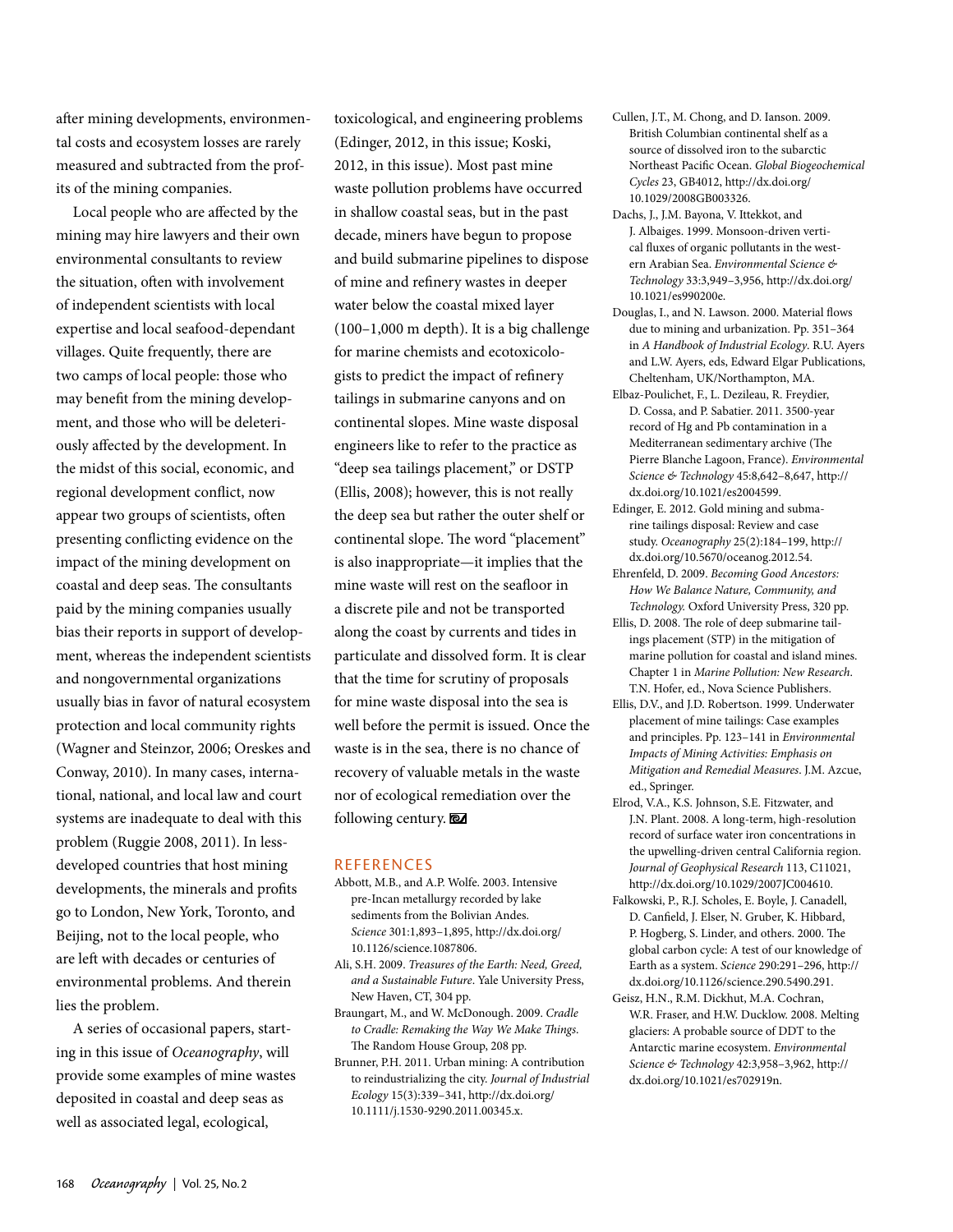after mining developments, environmental costs and ecosystem losses are rarely measured and subtracted from the profits of the mining companies.

Local people who are affected by the mining may hire lawyers and their own environmental consultants to review the situation, often with involvement of independent scientists with local expertise and local seafood-dependant villages. Quite frequently, there are two camps of local people: those who may benefit from the mining development, and those who will be deleteriously affected by the development. In the midst of this social, economic, and regional development conflict, now appear two groups of scientists, often presenting conflicting evidence on the impact of the mining development on coastal and deep seas. The consultants paid by the mining companies usually bias their reports in support of development, whereas the independent scientists and nongovernmental organizations usually bias in favor of natural ecosystem protection and local community rights (Wagner and Steinzor, 2006; Oreskes and Conway, 2010). In many cases, international, national, and local law and court systems are inadequate to deal with this problem (Ruggie 2008, 2011). In less-developed countries that host mining developments, the minerals and profits go to London, New York, Toronto, and Beijing, not to the local people, who are left with decades or centuries of environmental problems. And therein lies the problem.

A series of occasional papers, starting in this issue of *Oceanography*, will provide some examples of mine wastes deposited in coastal and deep seas as well as associated legal, ecological, toxicological, and engineering problems (Edinger, 2012, in this issue; Koski, 2012, in this issue). Most past mine waste pollution problems have occurred in shallow coastal seas, but in the past decade, miners have begun to propose and build submarine pipelines to dispose of mine and refinery wastes in deeper water below the coastal mixed layer (100–1,000 m depth). It is a big challenge for marine chemists and ecotoxicologists to predict the impact of refinery tailings in submarine canyons and on continental slopes. Mine waste disposal engineers like to refer to the practice as "deep sea tailings placement," or DSTP (Ellis, 2008); however, this is not really the deep sea but rather the outer shelf or continental slope. The word "placement" is also inappropriate—it implies that the mine waste will rest on the seafloor in a discrete pile and not be transported along the coast by currents and tides in particulate and dissolved form. It is clear that the time for scrutiny of proposals for mine waste disposal into the sea is well before the permit is issued. Once the waste is in the sea, there is no chance of recovery of valuable metals in the waste nor of ecological remediation over the following century.

## REFERENCES

Abbott, M.B., and A.P. Wolfe. 2003. Intensive pre-Incan metallurgy recorded by lake sediments from the Bolivian Andes. *Science* 301:1,893–1,895, http://dx.doi.org/10.1126/science.1087806.

Ali, S.H. 2009. *Treasures of the Earth: Need, Greed, and a Sustainable Future*. Yale University Press, New Haven, CT, 304 pp.

Braungart, M., and W. McDonough. 2009. *Cradle to Cradle: Remaking the Way We Make Things*. The Random House Group, 208 pp.

Brunner, P.H. 2011. Urban mining: A contribution to reindustrializing the city. *Journal of Industrial Ecology* 15(3):339–341, http://dx.doi.org/10.1111/j.1530-9290.2011.00345.x.

Cullen, J.T., M. Chong, and D. Ianson. 2009. British Columbian continental shelf as a source of dissolved iron to the subarctic Northeast Pacific Ocean. *Global Biogeochemical Cycles* 23, GB4012, http://dx.doi.org/10.1029/2008GB003326.

Dachs, J., J.M. Bayona, V. Ittekkot, and J. Albaiges. 1999. Monsoon-driven vertical fluxes of organic pollutants in the western Arabian Sea. *Environmental Science & Technology* 33:3,949–3,956, http://dx.doi.org/10.1021/es990200e.

Douglas, I., and N. Lawson. 2000. Material flows due to mining and urbanization. Pp. 351–364 in *A Handbook of Industrial Ecology*. R.U. Ayers and L.W. Ayers, eds, Edward Elgar Publications, Cheltenham, UK/Northampton, MA.

Elbaz-Poulichet, F., L. Dezileau, R. Freydier, D. Cossa, and P. Sabatier. 2011. 3500-year record of Hg and Pb contamination in a Mediterranean sedimentary archive (The Pierre Blanche Lagoon, France). *Environmental Science & Technology* 45:8,642–8,647, http://dx.doi.org/10.1021/es2004599.

Edinger, E. 2012. Gold mining and submarine tailings disposal: Review and case study. *Oceanography* 25(2):184–199, http://dx.doi.org/10.5670/oceanog.2012.54.

Ehrenfeld, D. 2009. *Becoming Good Ancestors: How We Balance Nature, Community, and Technology.* Oxford University Press, 320 pp.

Ellis, D. 2008. The role of deep submarine tailings placement (STP) in the mitigation of marine pollution for coastal and island mines. Chapter 1 in *Marine Pollution: New Research*. T.N. Hofer, ed., Nova Science Publishers.

Ellis, D.V., and J.D. Robertson. 1999. Underwater placement of mine tailings: Case examples and principles. Pp. 123–141 in *Environmental Impacts of Mining Activities: Emphasis on Mitigation and Remedial Measures*. J.M. Azcue, ed., Springer.

Elrod, V.A., K.S. Johnson, S.E. Fitzwater, and J.N. Plant. 2008. A long-term, high-resolution record of surface water iron concentrations in the upwelling-driven central California region. *Journal of Geophysical Research* 113, C11021, http://dx.doi.org/10.1029/2007JC004610.

Falkowski, P., R.J. Scholes, E. Boyle, J. Canadell, D. Canfield, J. Elser, N. Gruber, K. Hibbard, P. Hogberg, S. Linder, and others. 2000. The global carbon cycle: A test of our knowledge of Earth as a system. *Science* 290:291–296, http://dx.doi.org/10.1126/science.290.5490.291.

Geisz, H.N., R.M. Dickhut, M.A. Cochran, W.R. Fraser, and H.W. Ducklow. 2008. Melting glaciers: A probable source of DDT to the Antarctic marine ecosystem. *Environmental Science & Technology* 42:3,958–3,962, http://dx.doi.org/10.1021/es702919n.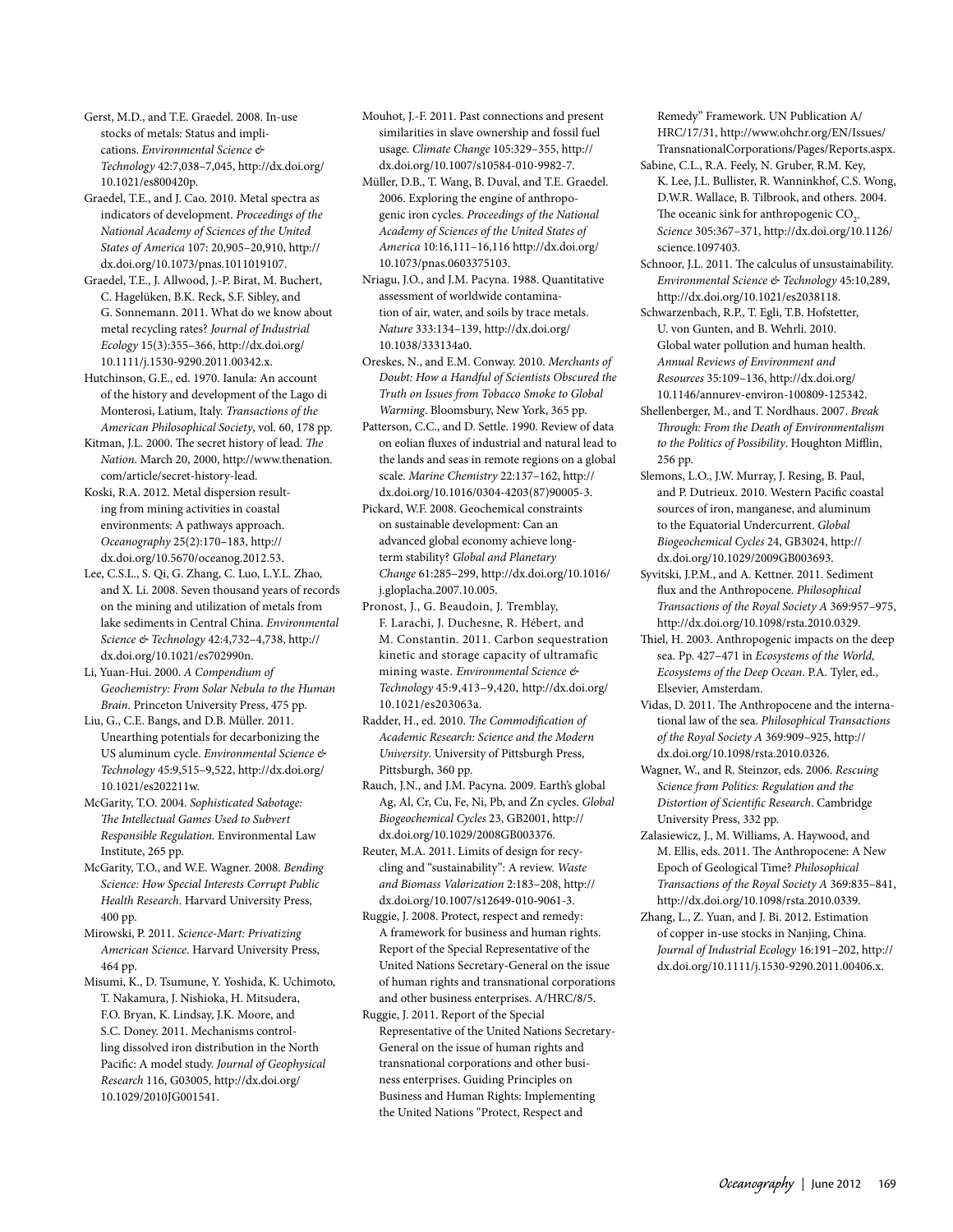Gerst, M.D., and T.E. Graedel. 2008. In-use stocks of metals: Status and implications. *Environmental Science & Technology* 42:7,038–7,045, http://dx.doi.org/10.1021/es800420p.

Graedel, T.E., and J. Cao. 2010. Metal spectra as indicators of development. *Proceedings of the National Academy of Sciences of the United States of America* 107: 20,905–20,910, http://dx.doi.org/10.1073/pnas.1011019107.

Graedel, T.E., J. Allwood, J.-P. Birat, M. Buchert, C. Hagelüken, B.K. Reck, S.F. Sibley, and G. Sonnemann. 2011. What do we know about metal recycling rates? *Journal of Industrial Ecology* 15(3):355–366, http://dx.doi.org/10.1111/j.1530-9290.2011.00342.x.

Hutchinson, G.E., ed. 1970. Ianula: An account of the history and development of the Lago di Monterosi, Latium, Italy. *Transactions of the American Philosophical Society*, vol. 60, 178 pp.

Kitman, J.L. 2000. The secret history of lead. *The Nation*. March 20, 2000, http://www.thenation.com/article/secret-history-lead.

Koski, R.A. 2012. Metal dispersion resulting from mining activities in coastal environments: A pathways approach. *Oceanography* 25(2):170–183, http://dx.doi.org/10.5670/oceanog.2012.53.

Lee, C.S.L., S. Qi, G. Zhang, C. Luo, L.Y.L. Zhao, and X. Li. 2008. Seven thousand years of records on the mining and utilization of metals from lake sediments in Central China. *Environmental Science & Technology* 42:4,732–4,738, http://dx.doi.org/10.1021/es702990n.

Li, Yuan-Hui. 2000. *A Compendium of Geochemistry: From Solar Nebula to the Human Brain*. Princeton University Press, 475 pp.

Liu, G., C.E. Bangs, and D.B. Müller. 2011. Unearthing potentials for decarbonizing the US aluminum cycle. *Environmental Science & Technology* 45:9,515–9,522, http://dx.doi.org/10.1021/es202211w.

McGarity, T.O. 2004. *Sophisticated Sabotage: The Intellectual Games Used to Subvert Responsible Regulation.* Environmental Law Institute, 265 pp.

McGarity, T.O., and W.E. Wagner. 2008. *Bending Science: How Special Interests Corrupt Public Health Research*. Harvard University Press, 400 pp.

Mirowski, P. 2011. *Science-Mart: Privatizing American Science*. Harvard University Press, 464 pp.

Misumi, K., D. Tsumune, Y. Yoshida, K. Uchimoto, T. Nakamura, J. Nishioka, H. Mitsudera, F.O. Bryan, K. Lindsay, J.K. Moore, and S.C. Doney. 2011. Mechanisms controlling dissolved iron distribution in the North Pacific: A model study. *Journal of Geophysical Research* 116, G03005, http://dx.doi.org/10.1029/2010JG001541.

Mouhot, J.-F. 2011. Past connections and present similarities in slave ownership and fossil fuel usage. *Climate Change* 105:329–355, http://dx.doi.org/10.1007/s10584-010-9982-7.

Müller, D.B., T. Wang, B. Duval, and T.E. Graedel. 2006. Exploring the engine of anthropogenic iron cycles. *Proceedings of the National Academy of Sciences of the United States of America* 10:16,111–16,116 http://dx.doi.org/10.1073/pnas.0603375103.

Nriagu, J.O., and J.M. Pacyna. 1988. Quantitative assessment of worldwide contamination of air, water, and soils by trace metals. *Nature* 333:134–139, http://dx.doi.org/10.1038/333134a0.

Oreskes, N., and E.M. Conway. 2010. *Merchants of Doubt: How a Handful of Scientists Obscured the Truth on Issues from Tobacco Smoke to Global Warming*. Bloomsbury, New York, 365 pp.

Patterson, C.C., and D. Settle. 1990. Review of data on eolian fluxes of industrial and natural lead to the lands and seas in remote regions on a global scale. *Marine Chemistry* 22:137–162, http://dx.doi.org/10.1016/0304-4203(87)90005-3.

Pickard, W.F. 2008. Geochemical constraints on sustainable development: Can an advanced global economy achieve long-term stability? *Global and Planetary Change* 61:285–299, http://dx.doi.org/10.1016/j.gloplacha.2007.10.005.

Pronost, J., G. Beaudoin, J. Tremblay, F. Larachi, J. Duchesne, R. Hébert, and M. Constantin. 2011. Carbon sequestration kinetic and storage capacity of ultramafic mining waste. *Environmental Science & Technology* 45:9,413–9,420, http://dx.doi.org/10.1021/es203063a.

Radder, H., ed. 2010. *The Commodification of Academic Research: Science and the Modern University*. University of Pittsburgh Press, Pittsburgh, 360 pp.

Rauch, J.N., and J.M. Pacyna. 2009. Earth's global Ag, Al, Cr, Cu, Fe, Ni, Pb, and Zn cycles. *Global Biogeochemical Cycles* 23, GB2001, http://dx.doi.org/10.1029/2008GB003376.

Reuter, M.A. 2011. Limits of design for recycling and "sustainability": A review. *Waste and Biomass Valorization* 2:183–208, http://dx.doi.org/10.1007/s12649-010-9061-3.

Ruggie, J. 2008. Protect, respect and remedy: A framework for business and human rights. Report of the Special Representative of the United Nations Secretary-General on the issue of human rights and transnational corporations and other business enterprises. A/HRC/8/5.

Ruggie, J. 2011. Report of the Special Representative of the United Nations Secretary-General on the issue of human rights and transnational corporations and other business enterprises. Guiding Principles on Business and Human Rights: Implementing the United Nations "Protect, Respect and Remedy" Framework. UN Publication A/HRC/17/31, http://www.ohchr.org/EN/Issues/TransnationalCorporations/Pages/Reports.aspx.

Sabine, C.L., R.A. Feely, N. Gruber, R.M. Key, K. Lee, J.L. Bullister, R. Wanninkhof, C.S. Wong, D.W.R. Wallace, B. Tilbrook, and others. 2004. The oceanic sink for anthropogenic $CO_2$. *Science* 305:367–371, http://dx.doi.org/10.1126/science.1097403.

Schnoor, J.L. 2011. The calculus of unsustainability. *Environmental Science & Technology* 45:10,289, http://dx.doi.org/10.1021/es2038118.

Schwarzenbach, R.P., T. Egli, T.B. Hofstetter, U. von Gunten, and B. Wehrli. 2010. Global water pollution and human health. *Annual Reviews of Environment and Resources* 35:109–136, http://dx.doi.org/10.1146/annurev-environ-100809-125342.

Shellenberger, M., and T. Nordhaus. 2007. *Break Through: From the Death of Environmentalism to the Politics of Possibility*. Houghton Mifflin, 256 pp.

Slemons, L.O., J.W. Murray, J. Resing, B. Paul, and P. Dutrieux. 2010. Western Pacific coastal sources of iron, manganese, and aluminum to the Equatorial Undercurrent. *Global Biogeochemical Cycles* 24, GB3024, http://dx.doi.org/10.1029/2009GB003693.

Syvitski, J.P.M., and A. Kettner. 2011. Sediment flux and the Anthropocene. *Philosophical Transactions of the Royal Society A* 369:957–975, http://dx.doi.org/10.1098/rsta.2010.0329.

Thiel, H. 2003. Anthropogenic impacts on the deep sea. Pp. 427–471 in *Ecosystems of the World, Ecosystems of the Deep Ocean*. P.A. Tyler, ed., Elsevier, Amsterdam.

Vidas, D. 2011. The Anthropocene and the international law of the sea. *Philosophical Transactions of the Royal Society A* 369:909–925, http://dx.doi.org/10.1098/rsta.2010.0326.

Wagner, W., and R. Steinzor, eds. 2006. *Rescuing Science from Politics: Regulation and the Distortion of Scientific Research*. Cambridge University Press, 332 pp.

Zalasiewicz, J., M. Williams, A. Haywood, and M. Ellis, eds. 2011. The Anthropocene: A New Epoch of Geological Time? *Philosophical Transactions of the Royal Society A* 369:835–841, http://dx.doi.org/10.1098/rsta.2010.0339.

Zhang, L., Z. Yuan, and J. Bi. 2012. Estimation of copper in-use stocks in Nanjing, China. *Journal of Industrial Ecology* 16:191–202, http://dx.doi.org/10.1111/j.1530-9290.2011.00406.x.